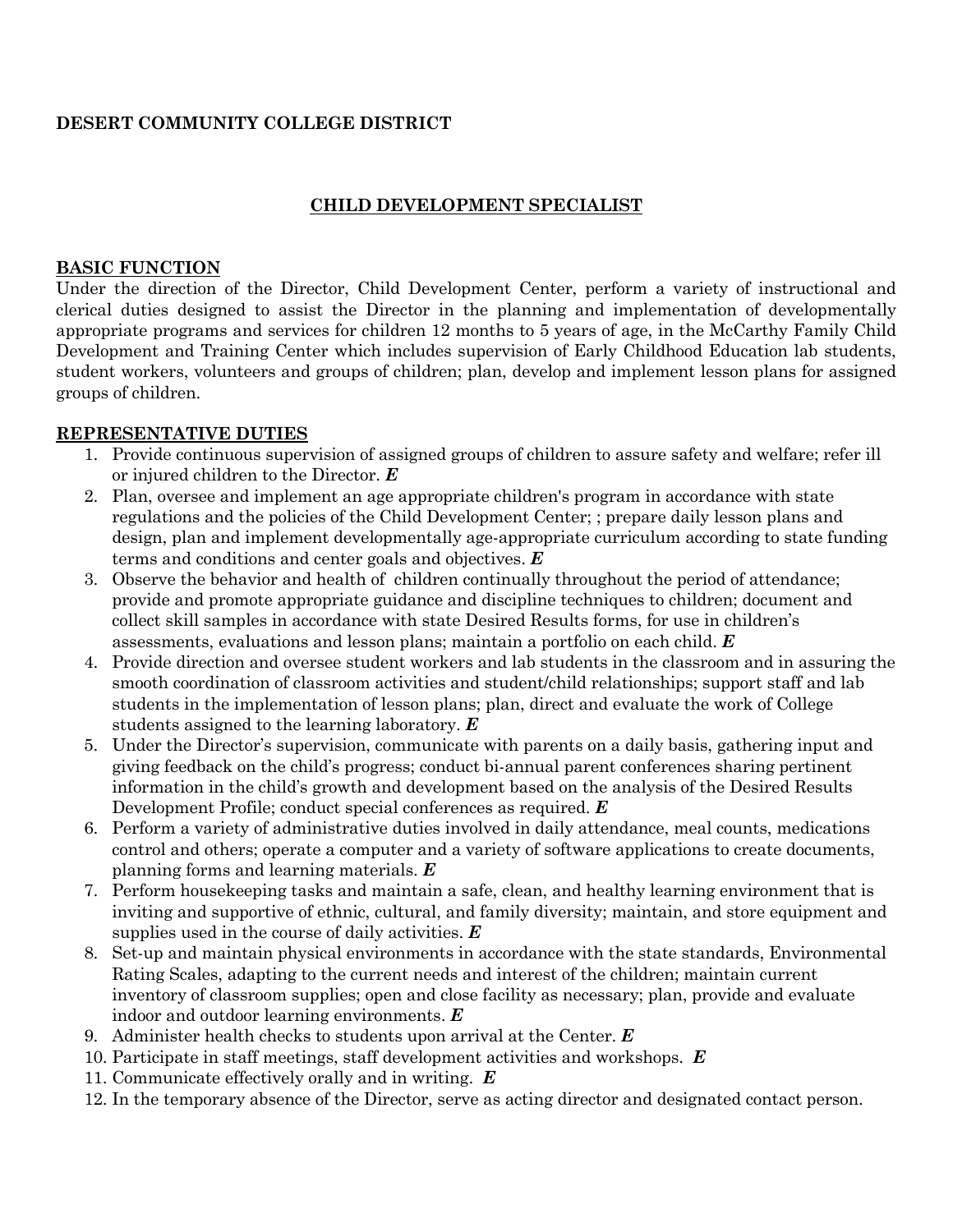**DESERT COMMUNITY COLLEGE DISTRICT**

# CHILD DEVELOPMENT SPECIALIST

## BASIC FUNCTION

Under the direction of the Director, Child Development Center, perform a variety of instructional and clerical duties designed to assist the Director in the planning and implementation of developmentally appropriate programs and services for children 12 months to 5 years of age, in the McCarthy Family Child Development and Training Center which includes supervision of Early Childhood Education lab students, student workers, volunteers and groups of children; plan, develop and implement lesson plans for assigned groups of children.

## REPRESENTATIVE DUTIES

1. Provide continuous supervision of assigned groups of children to assure safety and welfare; refer ill or injured children to the Director. ***E***
2. Plan, oversee and implement an age appropriate children's program in accordance with state regulations and the policies of the Child Development Center; ; prepare daily lesson plans and design, plan and implement developmentally age-appropriate curriculum according to state funding terms and conditions and center goals and objectives. ***E***
3. Observe the behavior and health of children continually throughout the period of attendance; provide and promote appropriate guidance and discipline techniques to children; document and collect skill samples in accordance with state Desired Results forms, for use in children's assessments, evaluations and lesson plans; maintain a portfolio on each child. ***E***
4. Provide direction and oversee student workers and lab students in the classroom and in assuring the smooth coordination of classroom activities and student/child relationships; support staff and lab students in the implementation of lesson plans; plan, direct and evaluate the work of College students assigned to the learning laboratory. ***E***
5. Under the Director's supervision, communicate with parents on a daily basis, gathering input and giving feedback on the child's progress; conduct bi-annual parent conferences sharing pertinent information in the child's growth and development based on the analysis of the Desired Results Development Profile; conduct special conferences as required. ***E***
6. Perform a variety of administrative duties involved in daily attendance, meal counts, medications control and others; operate a computer and a variety of software applications to create documents, planning forms and learning materials. ***E***
7. Perform housekeeping tasks and maintain a safe, clean, and healthy learning environment that is inviting and supportive of ethnic, cultural, and family diversity; maintain, and store equipment and supplies used in the course of daily activities. ***E***
8. Set-up and maintain physical environments in accordance with the state standards, Environmental Rating Scales, adapting to the current needs and interest of the children; maintain current inventory of classroom supplies; open and close facility as necessary; plan, provide and evaluate indoor and outdoor learning environments. ***E***
9. Administer health checks to students upon arrival at the Center. ***E***
10. Participate in staff meetings, staff development activities and workshops. ***E***
11. Communicate effectively orally and in writing. ***E***
12. In the temporary absence of the Director, serve as acting director and designated contact person.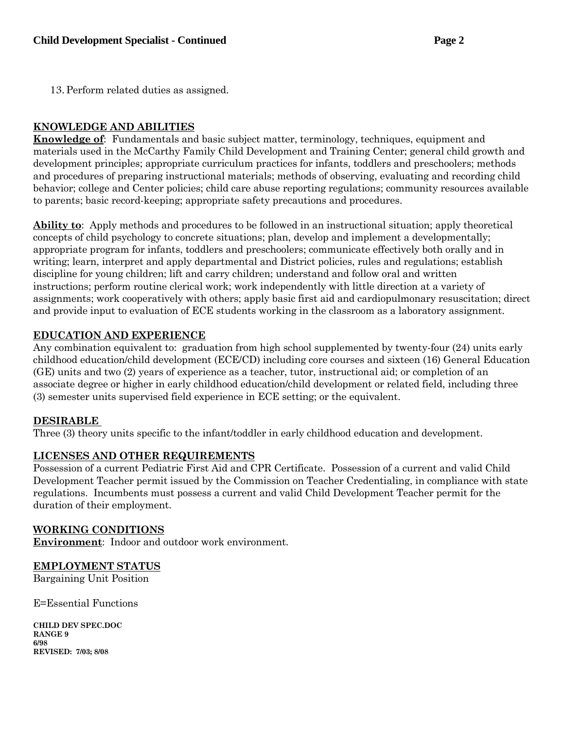13. Perform related duties as assigned.

## KNOWLEDGE AND ABILITIES

**Knowledge of**: Fundamentals and basic subject matter, terminology, techniques, equipment and materials used in the McCarthy Family Child Development and Training Center; general child growth and development principles; appropriate curriculum practices for infants, toddlers and preschoolers; methods and procedures of preparing instructional materials; methods of observing, evaluating and recording child behavior; college and Center policies; child care abuse reporting regulations; community resources available to parents; basic record-keeping; appropriate safety precautions and procedures.

**Ability to**: Apply methods and procedures to be followed in an instructional situation; apply theoretical concepts of child psychology to concrete situations; plan, develop and implement a developmentally; appropriate program for infants, toddlers and preschoolers; communicate effectively both orally and in writing; learn, interpret and apply departmental and District policies, rules and regulations; establish discipline for young children; lift and carry children; understand and follow oral and written instructions; perform routine clerical work; work independently with little direction at a variety of assignments; work cooperatively with others; apply basic first aid and cardiopulmonary resuscitation; direct and provide input to evaluation of ECE students working in the classroom as a laboratory assignment.

## EDUCATION AND EXPERIENCE

Any combination equivalent to: graduation from high school supplemented by twenty-four (24) units early childhood education/child development (ECE/CD) including core courses and sixteen (16) General Education (GE) units and two (2) years of experience as a teacher, tutor, instructional aid; or completion of an associate degree or higher in early childhood education/child development or related field, including three (3) semester units supervised field experience in ECE setting; or the equivalent.

## DESIRABLE

Three (3) theory units specific to the infant/toddler in early childhood education and development.

## LICENSES AND OTHER REQUIREMENTS

Possession of a current Pediatric First Aid and CPR Certificate. Possession of a current and valid Child Development Teacher permit issued by the Commission on Teacher Credentialing, in compliance with state regulations. Incumbents must possess a current and valid Child Development Teacher permit for the duration of their employment.

## WORKING CONDITIONS

**Environment**: Indoor and outdoor work environment.

## EMPLOYMENT STATUS

Bargaining Unit Position

E=Essential Functions

**CHILD DEV SPEC.DOC**
**RANGE 9**
**6/98**
**REVISED: 7/03; 8/08**